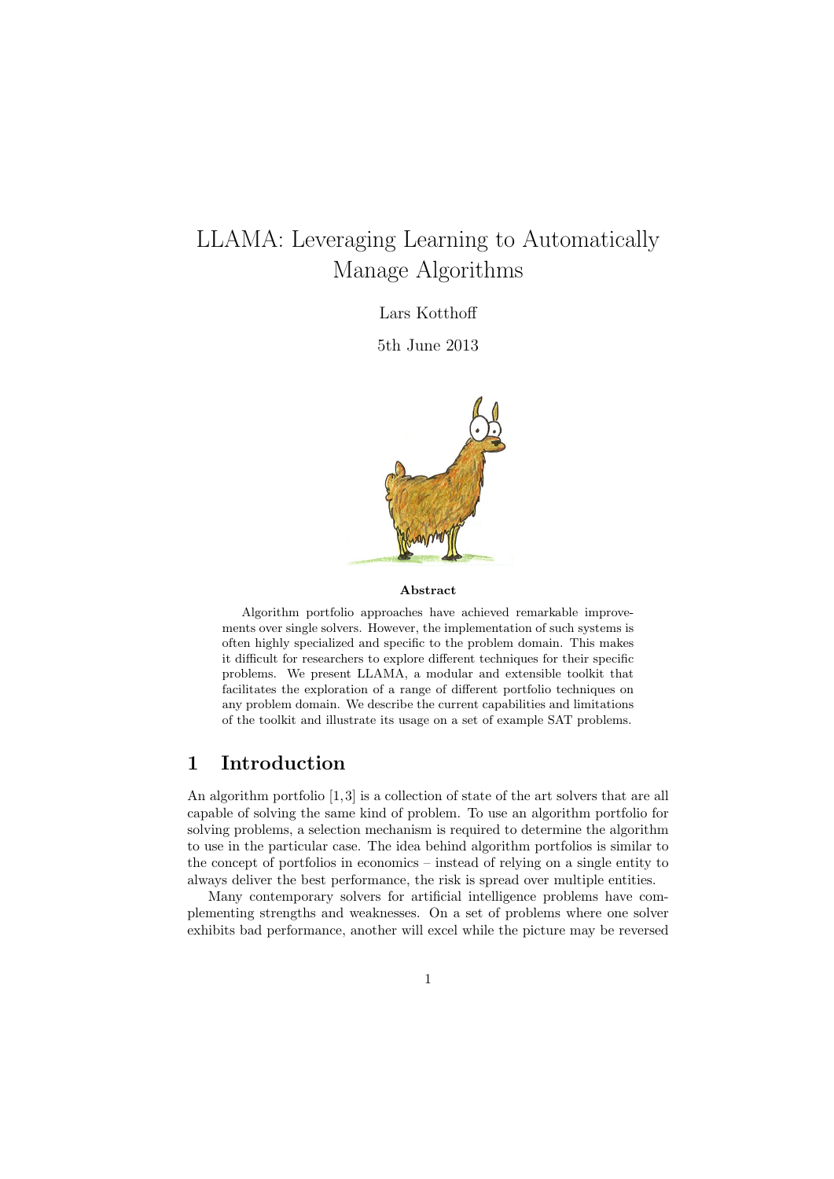# LLAMA: Leveraging Learning to Automatically Manage Algorithms

Lars Kotthoff

5th June 2013

**Abstract**

Algorithm portfolio approaches have achieved remarkable improvements over single solvers. However, the implementation of such systems is often highly specialized and specific to the problem domain. This makes it difficult for researchers to explore different techniques for their specific problems. We present LLAMA, a modular and extensible toolkit that facilitates the exploration of a range of different portfolio techniques on any problem domain. We describe the current capabilities and limitations of the toolkit and illustrate its usage on a set of example SAT problems.

## 1 Introduction

An algorithm portfolio [1,3] is a collection of state of the art solvers that are all capable of solving the same kind of problem. To use an algorithm portfolio for solving problems, a selection mechanism is required to determine the algorithm to use in the particular case. The idea behind algorithm portfolios is similar to the concept of portfolios in economics – instead of relying on a single entity to always deliver the best performance, the risk is spread over multiple entities.

Many contemporary solvers for artificial intelligence problems have complementing strengths and weaknesses. On a set of problems where one solver exhibits bad performance, another will excel while the picture may be reversed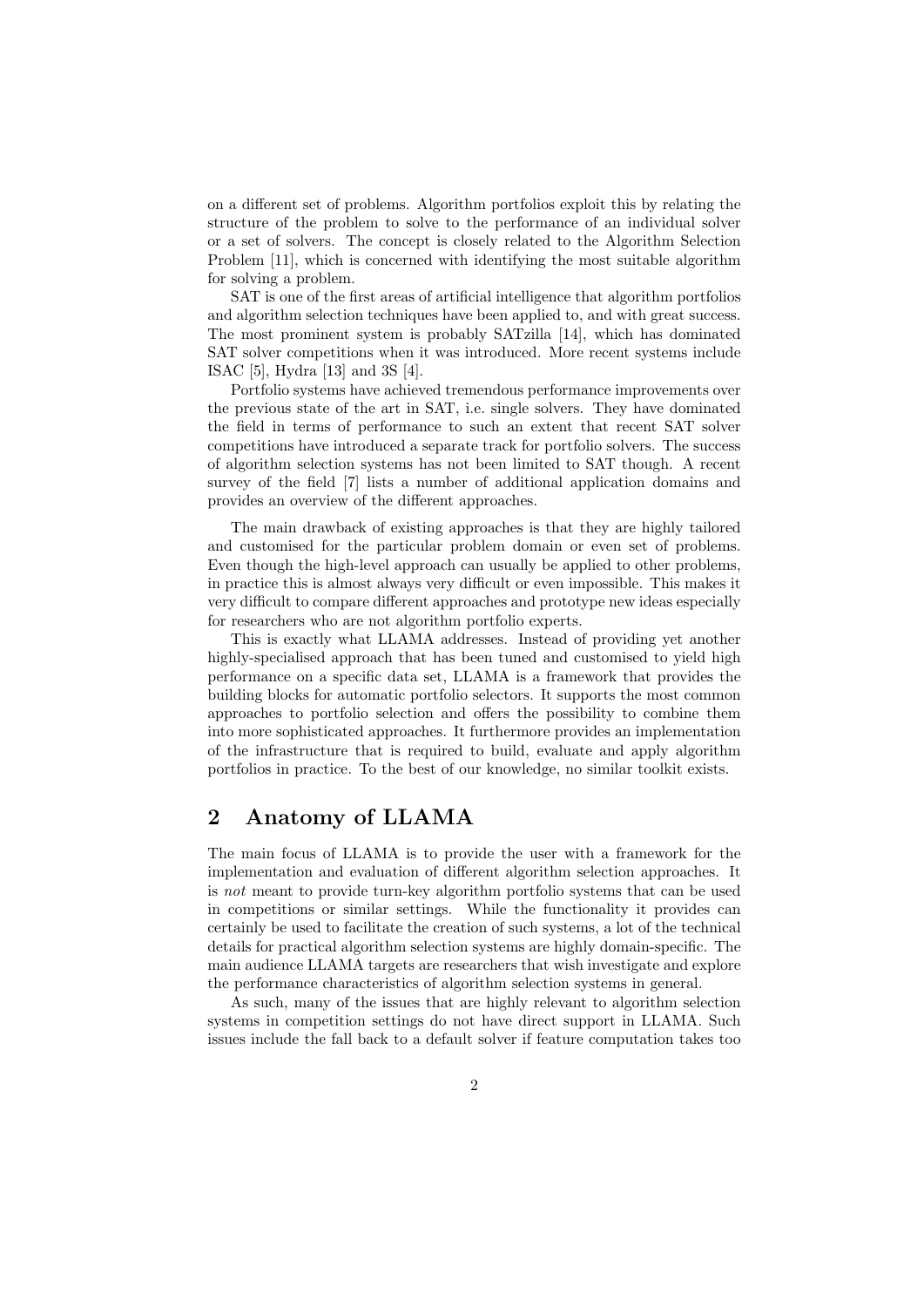on a different set of problems. Algorithm portfolios exploit this by relating the structure of the problem to solve to the performance of an individual solver or a set of solvers. The concept is closely related to the Algorithm Selection Problem [11], which is concerned with identifying the most suitable algorithm for solving a problem.

SAT is one of the first areas of artificial intelligence that algorithm portfolios and algorithm selection techniques have been applied to, and with great success. The most prominent system is probably SATzilla [14], which has dominated SAT solver competitions when it was introduced. More recent systems include ISAC [5], Hydra [13] and 3S [4].

Portfolio systems have achieved tremendous performance improvements over the previous state of the art in SAT, i.e. single solvers. They have dominated the field in terms of performance to such an extent that recent SAT solver competitions have introduced a separate track for portfolio solvers. The success of algorithm selection systems has not been limited to SAT though. A recent survey of the field [7] lists a number of additional application domains and provides an overview of the different approaches.

The main drawback of existing approaches is that they are highly tailored and customised for the particular problem domain or even set of problems. Even though the high-level approach can usually be applied to other problems, in practice this is almost always very difficult or even impossible. This makes it very difficult to compare different approaches and prototype new ideas especially for researchers who are not algorithm portfolio experts.

This is exactly what LLAMA addresses. Instead of providing yet another highly-specialised approach that has been tuned and customised to yield high performance on a specific data set, LLAMA is a framework that provides the building blocks for automatic portfolio selectors. It supports the most common approaches to portfolio selection and offers the possibility to combine them into more sophisticated approaches. It furthermore provides an implementation of the infrastructure that is required to build, evaluate and apply algorithm portfolios in practice. To the best of our knowledge, no similar toolkit exists.

## 2 Anatomy of LLAMA

The main focus of LLAMA is to provide the user with a framework for the implementation and evaluation of different algorithm selection approaches. It is *not* meant to provide turn-key algorithm portfolio systems that can be used in competitions or similar settings. While the functionality it provides can certainly be used to facilitate the creation of such systems, a lot of the technical details for practical algorithm selection systems are highly domain-specific. The main audience LLAMA targets are researchers that wish investigate and explore the performance characteristics of algorithm selection systems in general.

As such, many of the issues that are highly relevant to algorithm selection systems in competition settings do not have direct support in LLAMA. Such issues include the fall back to a default solver if feature computation takes too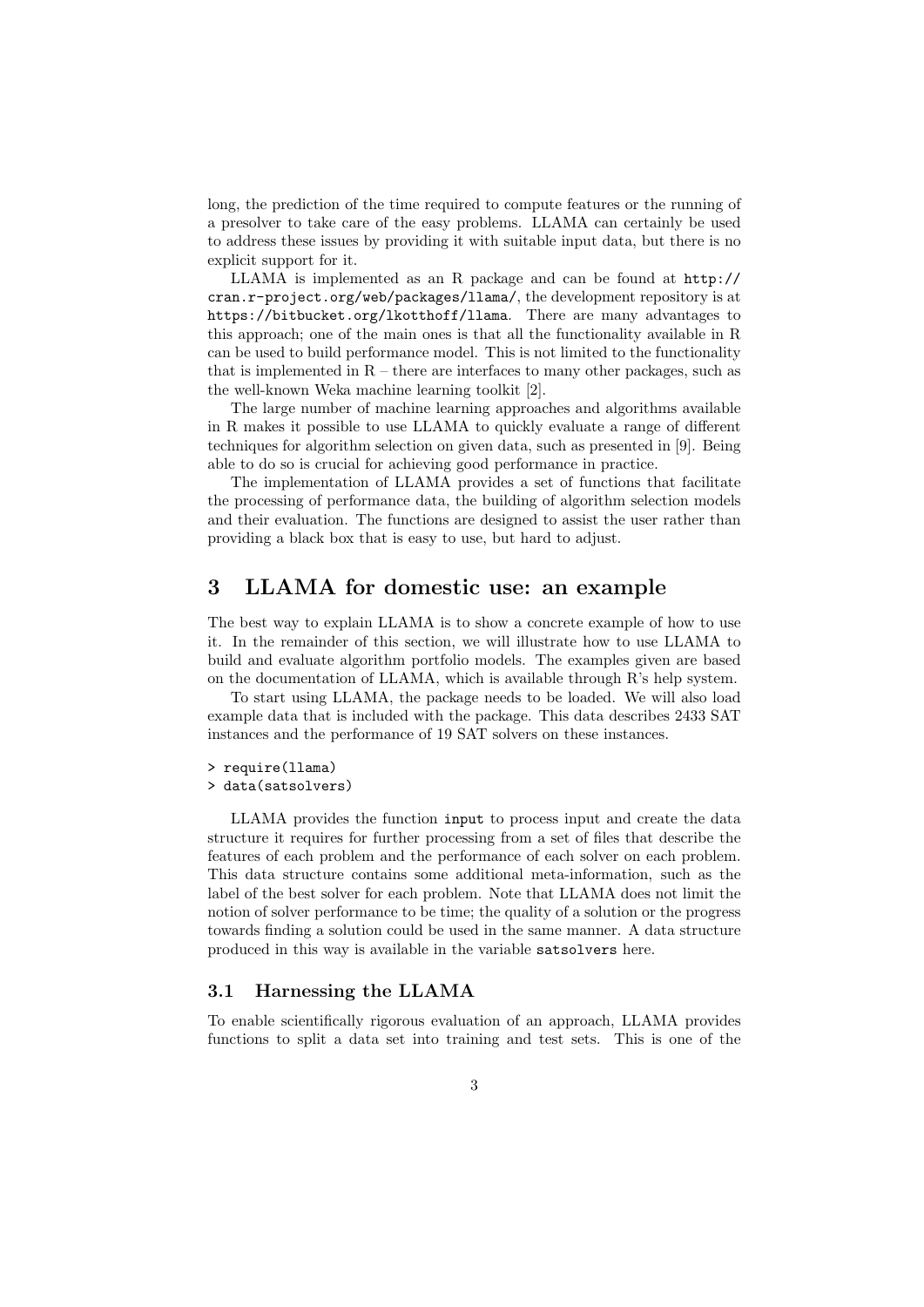long, the prediction of the time required to compute features or the running of a presolver to take care of the easy problems. LLAMA can certainly be used to address these issues by providing it with suitable input data, but there is no explicit support for it.

LLAMA is implemented as an R package and can be found at `http://cran.r-project.org/web/packages/llama/`, the development repository is at `https://bitbucket.org/lkotthoff/llama`. There are many advantages to this approach; one of the main ones is that all the functionality available in R can be used to build performance model. This is not limited to the functionality that is implemented in R – there are interfaces to many other packages, such as the well-known Weka machine learning toolkit [2].

The large number of machine learning approaches and algorithms available in R makes it possible to use LLAMA to quickly evaluate a range of different techniques for algorithm selection on given data, such as presented in [9]. Being able to do so is crucial for achieving good performance in practice.

The implementation of LLAMA provides a set of functions that facilitate the processing of performance data, the building of algorithm selection models and their evaluation. The functions are designed to assist the user rather than providing a black box that is easy to use, but hard to adjust.

# 3 LLAMA for domestic use: an example

The best way to explain LLAMA is to show a concrete example of how to use it. In the remainder of this section, we will illustrate how to use LLAMA to build and evaluate algorithm portfolio models. The examples given are based on the documentation of LLAMA, which is available through R's help system.

To start using LLAMA, the package needs to be loaded. We will also load example data that is included with the package. This data describes 2433 SAT instances and the performance of 19 SAT solvers on these instances.

```
> require(llama)
> data(satsolvers)
```

LLAMA provides the function `input` to process input and create the data structure it requires for further processing from a set of files that describe the features of each problem and the performance of each solver on each problem. This data structure contains some additional meta-information, such as the label of the best solver for each problem. Note that LLAMA does not limit the notion of solver performance to be time; the quality of a solution or the progress towards finding a solution could be used in the same manner. A data structure produced in this way is available in the variable `satsolvers` here.

## 3.1 Harnessing the LLAMA

To enable scientifically rigorous evaluation of an approach, LLAMA provides functions to split a data set into training and test sets. This is one of the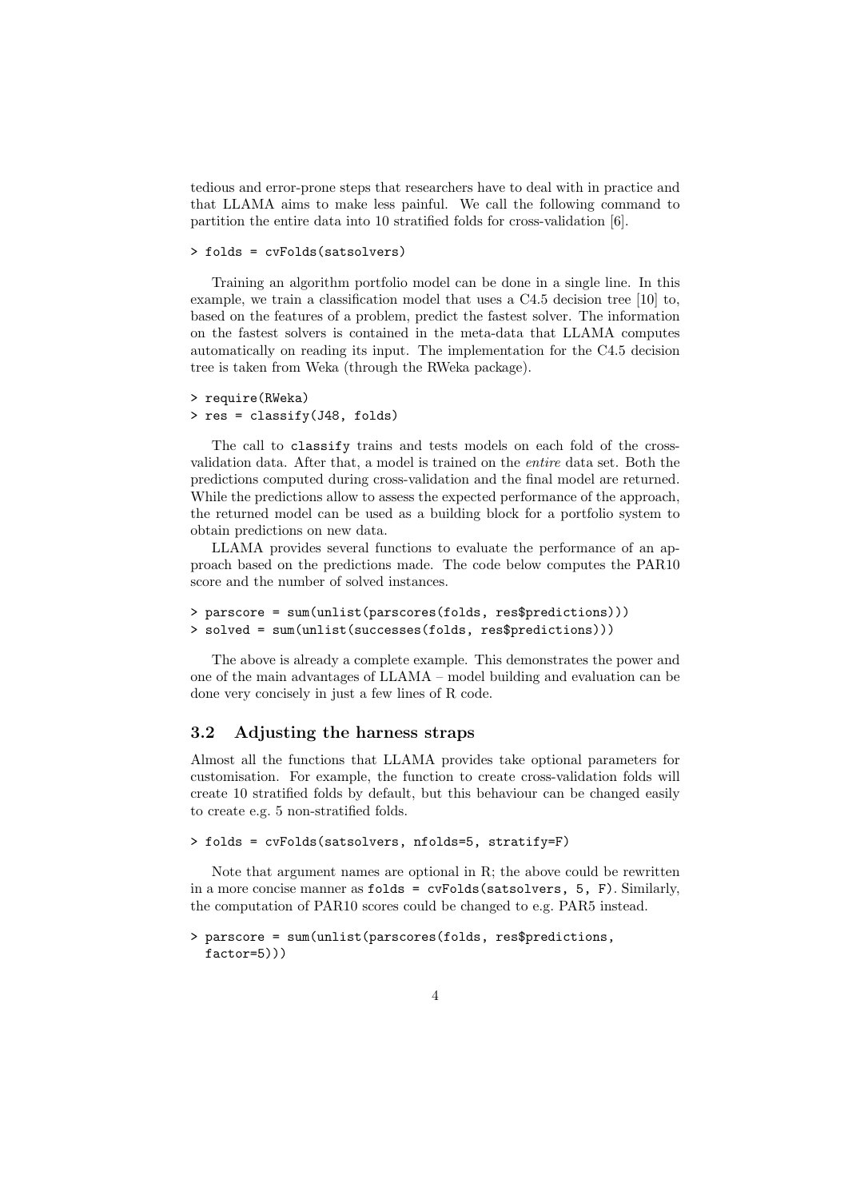tedious and error-prone steps that researchers have to deal with in practice and that LLAMA aims to make less painful. We call the following command to partition the entire data into 10 stratified folds for cross-validation [6].

```
> folds = cvFolds(satsolvers)
```

Training an algorithm portfolio model can be done in a single line. In this example, we train a classification model that uses a C4.5 decision tree [10] to, based on the features of a problem, predict the fastest solver. The information on the fastest solvers is contained in the meta-data that LLAMA computes automatically on reading its input. The implementation for the C4.5 decision tree is taken from Weka (through the RWeka package).

```
> require(RWeka)
> res = classify(J48, folds)
```

The call to `classify` trains and tests models on each fold of the cross-validation data. After that, a model is trained on the *entire* data set. Both the predictions computed during cross-validation and the final model are returned. While the predictions allow to assess the expected performance of the approach, the returned model can be used as a building block for a portfolio system to obtain predictions on new data.

LLAMA provides several functions to evaluate the performance of an approach based on the predictions made. The code below computes the PAR10 score and the number of solved instances.

```
> parscore = sum(unlist(parscores(folds, res$predictions)))
> solved = sum(unlist(successes(folds, res$predictions)))
```

The above is already a complete example. This demonstrates the power and one of the main advantages of LLAMA – model building and evaluation can be done very concisely in just a few lines of R code.

### 3.2 Adjusting the harness straps

Almost all the functions that LLAMA provides take optional parameters for customisation. For example, the function to create cross-validation folds will create 10 stratified folds by default, but this behaviour can be changed easily to create e.g. 5 non-stratified folds.

```
> folds = cvFolds(satsolvers, nfolds=5, stratify=F)
```

Note that argument names are optional in R; the above could be rewritten in a more concise manner as `folds = cvFolds(satsolvers, 5, F)`. Similarly, the computation of PAR10 scores could be changed to e.g. PAR5 instead.

```
> parscore = sum(unlist(parscores(folds, res$predictions,
  factor=5)))
```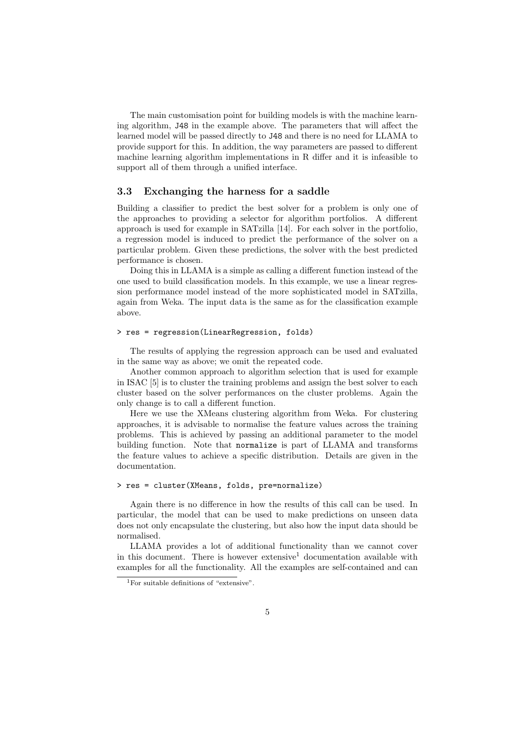The main customisation point for building models is with the machine learning algorithm, `J48` in the example above. The parameters that will affect the learned model will be passed directly to `J48` and there is no need for LLAMA to provide support for this. In addition, the way parameters are passed to different machine learning algorithm implementations in R differ and it is infeasible to support all of them through a unified interface.

### 3.3 Exchanging the harness for a saddle

Building a classifier to predict the best solver for a problem is only one of the approaches to providing a selector for algorithm portfolios. A different approach is used for example in SATzilla [14]. For each solver in the portfolio, a regression model is induced to predict the performance of the solver on a particular problem. Given these predictions, the solver with the best predicted performance is chosen.

Doing this in LLAMA is a simple as calling a different function instead of the one used to build classification models. In this example, we use a linear regression performance model instead of the more sophisticated model in SATzilla, again from Weka. The input data is the same as for the classification example above.

```
> res = regression(LinearRegression, folds)
```

The results of applying the regression approach can be used and evaluated in the same way as above; we omit the repeated code.

Another common approach to algorithm selection that is used for example in ISAC [5] is to cluster the training problems and assign the best solver to each cluster based on the solver performances on the cluster problems. Again the only change is to call a different function.

Here we use the XMeans clustering algorithm from Weka. For clustering approaches, it is advisable to normalise the feature values across the training problems. This is achieved by passing an additional parameter to the model building function. Note that `normalize` is part of LLAMA and transforms the feature values to achieve a specific distribution. Details are given in the documentation.

```
> res = cluster(XMeans, folds, pre=normalize)
```

Again there is no difference in how the results of this call can be used. In particular, the model that can be used to make predictions on unseen data does not only encapsulate the clustering, but also how the input data should be normalised.

LLAMA provides a lot of additional functionality than we cannot cover in this document. There is however extensive[1] documentation available with examples for all the functionality. All the examples are self-contained and can

[1] For suitable definitions of "extensive".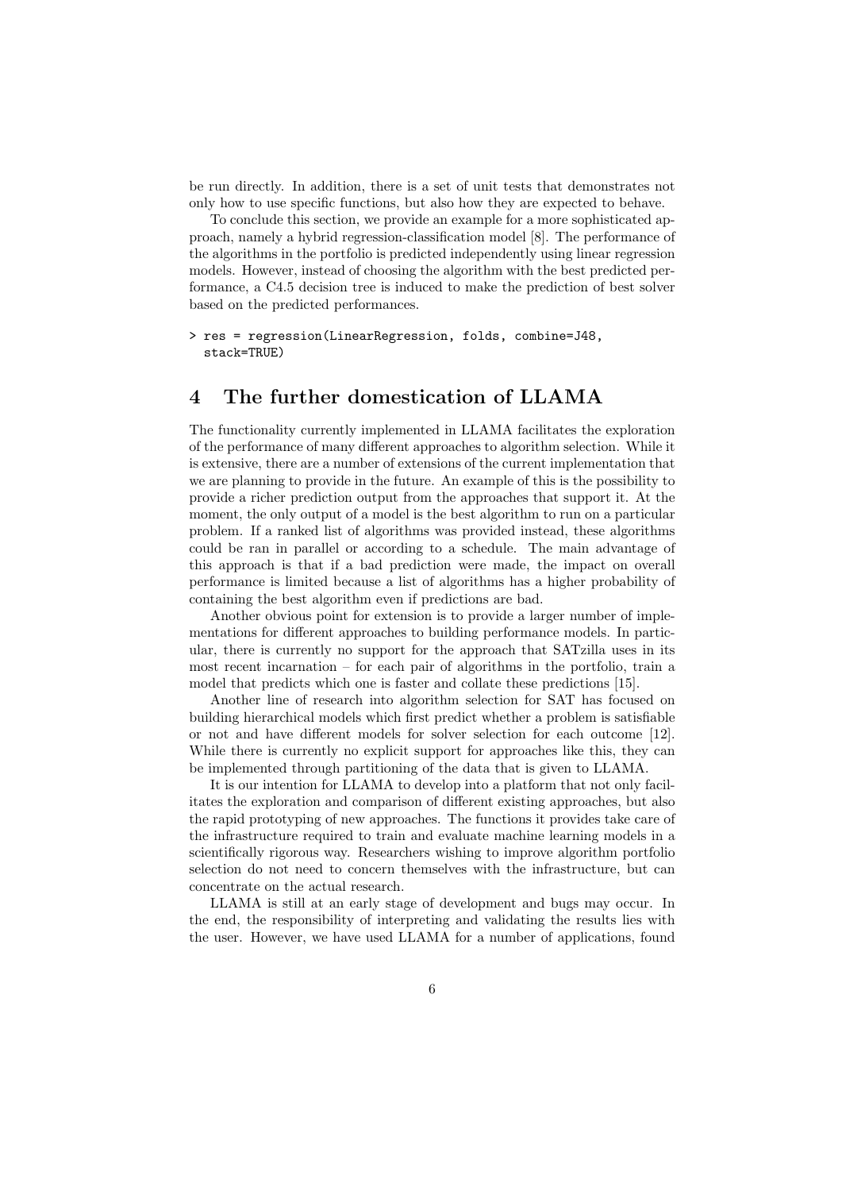be run directly. In addition, there is a set of unit tests that demonstrates not only how to use specific functions, but also how they are expected to behave.

To conclude this section, we provide an example for a more sophisticated approach, namely a hybrid regression-classification model [8]. The performance of the algorithms in the portfolio is predicted independently using linear regression models. However, instead of choosing the algorithm with the best predicted performance, a C4.5 decision tree is induced to make the prediction of best solver based on the predicted performances.

```
> res = regression(LinearRegression, folds, combine=J48,
  stack=TRUE)
```

## 4 The further domestication of LLAMA

The functionality currently implemented in LLAMA facilitates the exploration of the performance of many different approaches to algorithm selection. While it is extensive, there are a number of extensions of the current implementation that we are planning to provide in the future. An example of this is the possibility to provide a richer prediction output from the approaches that support it. At the moment, the only output of a model is the best algorithm to run on a particular problem. If a ranked list of algorithms was provided instead, these algorithms could be ran in parallel or according to a schedule. The main advantage of this approach is that if a bad prediction were made, the impact on overall performance is limited because a list of algorithms has a higher probability of containing the best algorithm even if predictions are bad.

Another obvious point for extension is to provide a larger number of implementations for different approaches to building performance models. In particular, there is currently no support for the approach that SATzilla uses in its most recent incarnation – for each pair of algorithms in the portfolio, train a model that predicts which one is faster and collate these predictions [15].

Another line of research into algorithm selection for SAT has focused on building hierarchical models which first predict whether a problem is satisfiable or not and have different models for solver selection for each outcome [12]. While there is currently no explicit support for approaches like this, they can be implemented through partitioning of the data that is given to LLAMA.

It is our intention for LLAMA to develop into a platform that not only facilitates the exploration and comparison of different existing approaches, but also the rapid prototyping of new approaches. The functions it provides take care of the infrastructure required to train and evaluate machine learning models in a scientifically rigorous way. Researchers wishing to improve algorithm portfolio selection do not need to concern themselves with the infrastructure, but can concentrate on the actual research.

LLAMA is still at an early stage of development and bugs may occur. In the end, the responsibility of interpreting and validating the results lies with the user. However, we have used LLAMA for a number of applications, found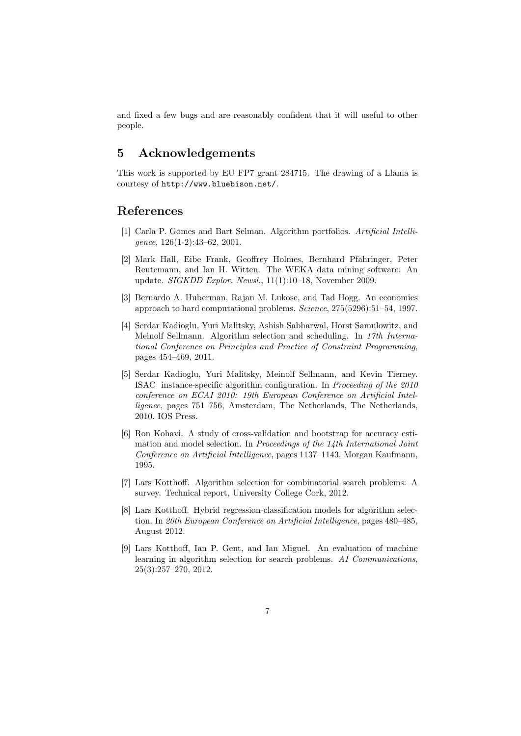and fixed a few bugs and are reasonably confident that it will useful to other people.

## 5 Acknowledgements

This work is supported by EU FP7 grant 284715. The drawing of a Llama is courtesy of `http://www.bluebison.net/`.

## References

[1] Carla P. Gomes and Bart Selman. Algorithm portfolios. *Artificial Intelligence*, 126(1-2):43–62, 2001.

[2] Mark Hall, Eibe Frank, Geoffrey Holmes, Bernhard Pfahringer, Peter Reutemann, and Ian H. Witten. The WEKA data mining software: An update. *SIGKDD Explor. Newsl.*, 11(1):10–18, November 2009.

[3] Bernardo A. Huberman, Rajan M. Lukose, and Tad Hogg. An economics approach to hard computational problems. *Science*, 275(5296):51–54, 1997.

[4] Serdar Kadioglu, Yuri Malitsky, Ashish Sabharwal, Horst Samulowitz, and Meinolf Sellmann. Algorithm selection and scheduling. In *17th International Conference on Principles and Practice of Constraint Programming*, pages 454–469, 2011.

[5] Serdar Kadioglu, Yuri Malitsky, Meinolf Sellmann, and Kevin Tierney. ISAC instance-specific algorithm configuration. In *Proceeding of the 2010 conference on ECAI 2010: 19th European Conference on Artificial Intelligence*, pages 751–756, Amsterdam, The Netherlands, The Netherlands, 2010. IOS Press.

[6] Ron Kohavi. A study of cross-validation and bootstrap for accuracy estimation and model selection. In *Proceedings of the 14th International Joint Conference on Artificial Intelligence*, pages 1137–1143. Morgan Kaufmann, 1995.

[7] Lars Kotthoff. Algorithm selection for combinatorial search problems: A survey. Technical report, University College Cork, 2012.

[8] Lars Kotthoff. Hybrid regression-classification models for algorithm selection. In *20th European Conference on Artificial Intelligence*, pages 480–485, August 2012.

[9] Lars Kotthoff, Ian P. Gent, and Ian Miguel. An evaluation of machine learning in algorithm selection for search problems. *AI Communications*, 25(3):257–270, 2012.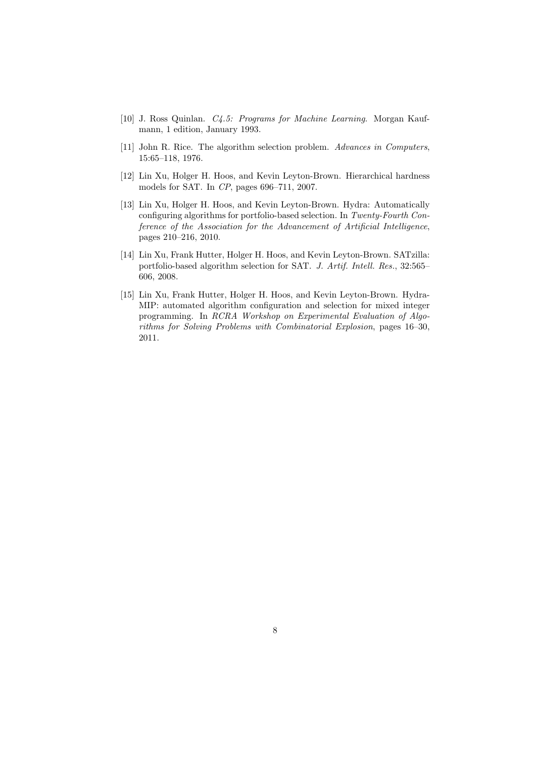[10] J. Ross Quinlan. *C4.5: Programs for Machine Learning*. Morgan Kaufmann, 1 edition, January 1993.

[11] John R. Rice. The algorithm selection problem. *Advances in Computers*, 15:65–118, 1976.

[12] Lin Xu, Holger H. Hoos, and Kevin Leyton-Brown. Hierarchical hardness models for SAT. In *CP*, pages 696–711, 2007.

[13] Lin Xu, Holger H. Hoos, and Kevin Leyton-Brown. Hydra: Automatically configuring algorithms for portfolio-based selection. In *Twenty-Fourth Conference of the Association for the Advancement of Artificial Intelligence*, pages 210–216, 2010.

[14] Lin Xu, Frank Hutter, Holger H. Hoos, and Kevin Leyton-Brown. SATzilla: portfolio-based algorithm selection for SAT. *J. Artif. Intell. Res.*, 32:565–606, 2008.

[15] Lin Xu, Frank Hutter, Holger H. Hoos, and Kevin Leyton-Brown. Hydra-MIP: automated algorithm configuration and selection for mixed integer programming. In *RCRA Workshop on Experimental Evaluation of Algorithms for Solving Problems with Combinatorial Explosion*, pages 16–30, 2011.